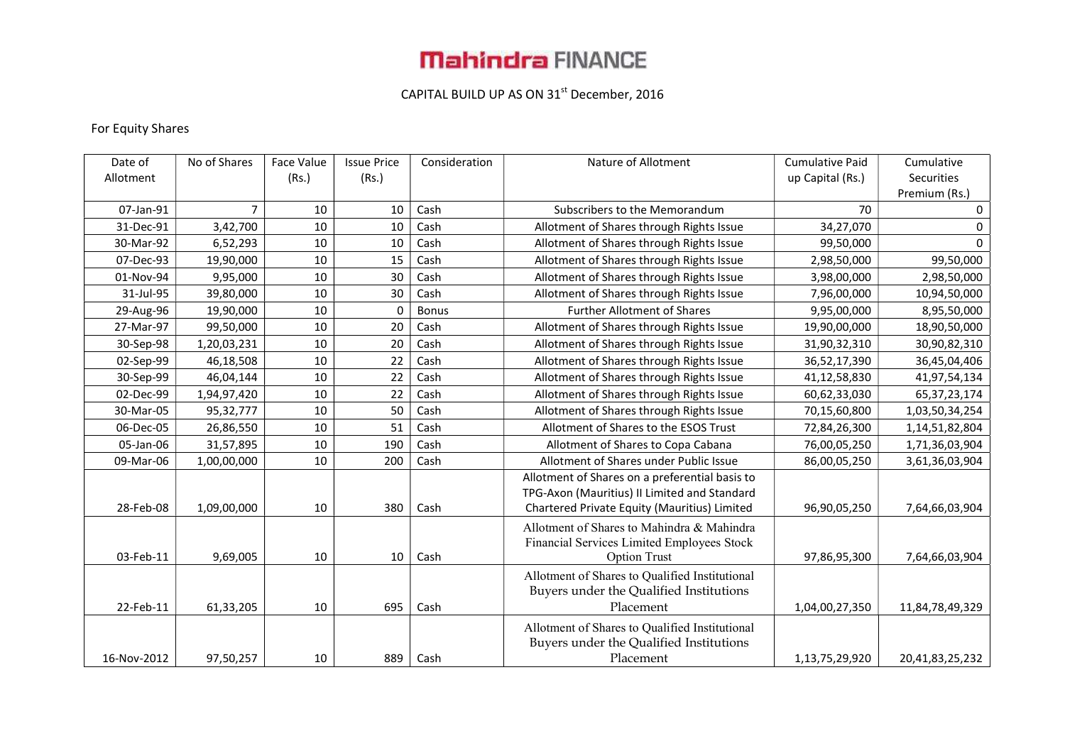# Mahindra FINANCE

CAPITAL BUILD UP AS ON 31st December, 2016

For Equity Shares

| Date of Allotment | No of Shares | Face Value (Rs.) | Issue Price (Rs.) | Consideration | Nature of Allotment | Cumulative Paid up Capital (Rs.) | Cumulative Securities Premium (Rs.) |
|---|---|---|---|---|---|---|---|
| 07-Jan-91 | 7 | 10 | 10 | Cash | Subscribers to the Memorandum | 70 | 0 |
| 31-Dec-91 | 3,42,700 | 10 | 10 | Cash | Allotment of Shares through Rights Issue | 34,27,070 | 0 |
| 30-Mar-92 | 6,52,293 | 10 | 10 | Cash | Allotment of Shares through Rights Issue | 99,50,000 | 0 |
| 07-Dec-93 | 19,90,000 | 10 | 15 | Cash | Allotment of Shares through Rights Issue | 2,98,50,000 | 99,50,000 |
| 01-Nov-94 | 9,95,000 | 10 | 30 | Cash | Allotment of Shares through Rights Issue | 3,98,00,000 | 2,98,50,000 |
| 31-Jul-95 | 39,80,000 | 10 | 30 | Cash | Allotment of Shares through Rights Issue | 7,96,00,000 | 10,94,50,000 |
| 29-Aug-96 | 19,90,000 | 10 | 0 | Bonus | Further Allotment of Shares | 9,95,00,000 | 8,95,50,000 |
| 27-Mar-97 | 99,50,000 | 10 | 20 | Cash | Allotment of Shares through Rights Issue | 19,90,00,000 | 18,90,50,000 |
| 30-Sep-98 | 1,20,03,231 | 10 | 20 | Cash | Allotment of Shares through Rights Issue | 31,90,32,310 | 30,90,82,310 |
| 02-Sep-99 | 46,18,508 | 10 | 22 | Cash | Allotment of Shares through Rights Issue | 36,52,17,390 | 36,45,04,406 |
| 30-Sep-99 | 46,04,144 | 10 | 22 | Cash | Allotment of Shares through Rights Issue | 41,12,58,830 | 41,97,54,134 |
| 02-Dec-99 | 1,94,97,420 | 10 | 22 | Cash | Allotment of Shares through Rights Issue | 60,62,33,030 | 65,37,23,174 |
| 30-Mar-05 | 95,32,777 | 10 | 50 | Cash | Allotment of Shares through Rights Issue | 70,15,60,800 | 1,03,50,34,254 |
| 06-Dec-05 | 26,86,550 | 10 | 51 | Cash | Allotment of Shares to the ESOS Trust | 72,84,26,300 | 1,14,51,82,804 |
| 05-Jan-06 | 31,57,895 | 10 | 190 | Cash | Allotment of Shares to Copa Cabana | 76,00,05,250 | 1,71,36,03,904 |
| 09-Mar-06 | 1,00,00,000 | 10 | 200 | Cash | Allotment of Shares under Public Issue | 86,00,05,250 | 3,61,36,03,904 |
| 28-Feb-08 | 1,09,00,000 | 10 | 380 | Cash | Allotment of Shares on a preferential basis to TPG-Axon (Mauritius) II Limited and Standard Chartered Private Equity (Mauritius) Limited | 96,90,05,250 | 7,64,66,03,904 |
| 03-Feb-11 | 9,69,005 | 10 | 10 | Cash | Allotment of Shares to Mahindra & Mahindra Financial Services Limited Employees Stock Option Trust | 97,86,95,300 | 7,64,66,03,904 |
| 22-Feb-11 | 61,33,205 | 10 | 695 | Cash | Allotment of Shares to Qualified Institutional Buyers under the Qualified Institutions Placement | 1,04,00,27,350 | 11,84,78,49,329 |
| 16-Nov-2012 | 97,50,257 | 10 | 889 | Cash | Allotment of Shares to Qualified Institutional Buyers under the Qualified Institutions Placement | 1,13,75,29,920 | 20,41,83,25,232 |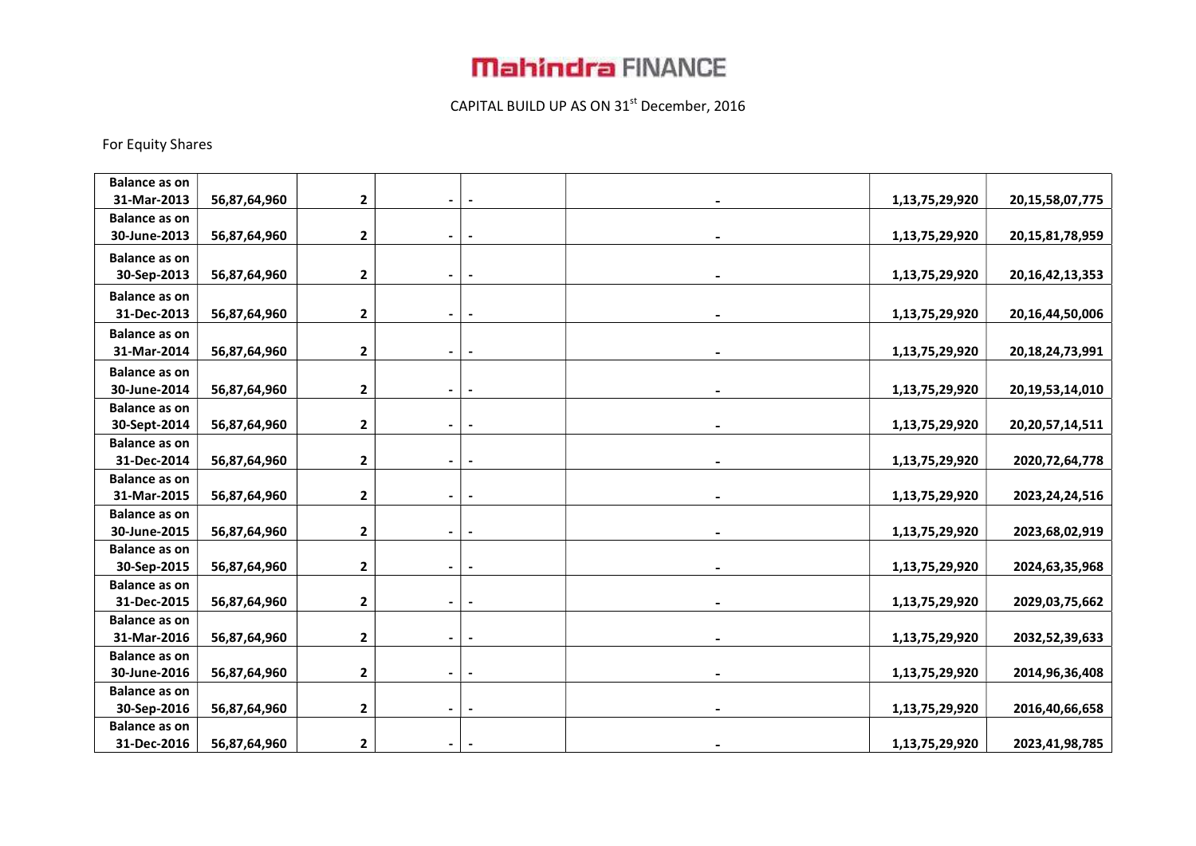# Mahindra FINANCE

CAPITAL BUILD UP AS ON 31st December, 2016

For Equity Shares

| | | | | | | | |
|---|---|---|---|---|---|---|---|
| Balance as on 31-Mar-2013 | 56,87,64,960 | 2 | - | - | - | 1,13,75,29,920 | 20,15,58,07,775 |
| Balance as on 30-June-2013 | 56,87,64,960 | 2 | - | - | - | 1,13,75,29,920 | 20,15,81,78,959 |
| Balance as on 30-Sep-2013 | 56,87,64,960 | 2 | - | - | - | 1,13,75,29,920 | 20,16,42,13,353 |
| Balance as on 31-Dec-2013 | 56,87,64,960 | 2 | - | - | - | 1,13,75,29,920 | 20,16,44,50,006 |
| Balance as on 31-Mar-2014 | 56,87,64,960 | 2 | - | - | - | 1,13,75,29,920 | 20,18,24,73,991 |
| Balance as on 30-June-2014 | 56,87,64,960 | 2 | - | - | - | 1,13,75,29,920 | 20,19,53,14,010 |
| Balance as on 30-Sept-2014 | 56,87,64,960 | 2 | - | - | - | 1,13,75,29,920 | 20,20,57,14,511 |
| Balance as on 31-Dec-2014 | 56,87,64,960 | 2 | - | - | - | 1,13,75,29,920 | 2020,72,64,778 |
| Balance as on 31-Mar-2015 | 56,87,64,960 | 2 | - | - | - | 1,13,75,29,920 | 2023,24,24,516 |
| Balance as on 30-June-2015 | 56,87,64,960 | 2 | - | - | - | 1,13,75,29,920 | 2023,68,02,919 |
| Balance as on 30-Sep-2015 | 56,87,64,960 | 2 | - | - | - | 1,13,75,29,920 | 2024,63,35,968 |
| Balance as on 31-Dec-2015 | 56,87,64,960 | 2 | - | - | - | 1,13,75,29,920 | 2029,03,75,662 |
| Balance as on 31-Mar-2016 | 56,87,64,960 | 2 | - | - | - | 1,13,75,29,920 | 2032,52,39,633 |
| Balance as on 30-June-2016 | 56,87,64,960 | 2 | - | - | - | 1,13,75,29,920 | 2014,96,36,408 |
| Balance as on 30-Sep-2016 | 56,87,64,960 | 2 | - | - | - | 1,13,75,29,920 | 2016,40,66,658 |
| Balance as on 31-Dec-2016 | 56,87,64,960 | 2 | - | - | - | 1,13,75,29,920 | 2023,41,98,785 |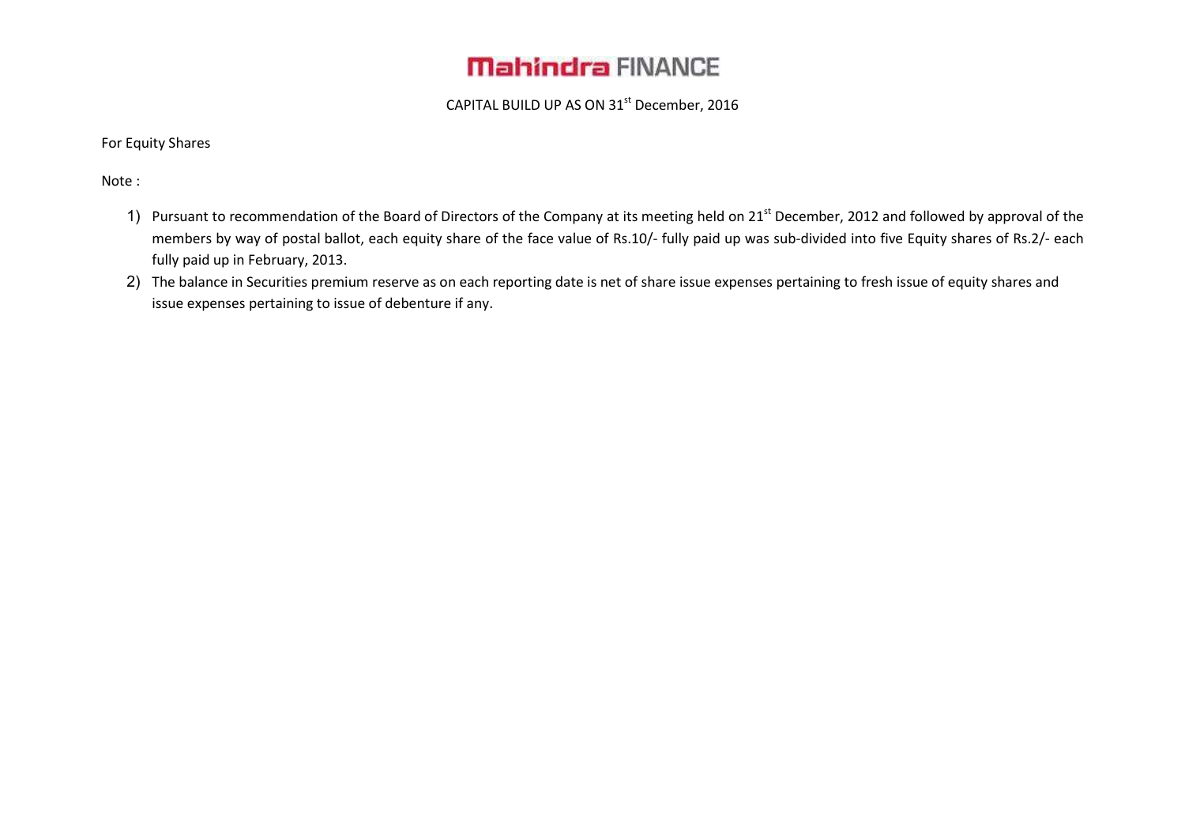# Mahindra FINANCE

CAPITAL BUILD UP AS ON 31st December, 2016

For Equity Shares

Note :

1) Pursuant to recommendation of the Board of Directors of the Company at its meeting held on 21st December, 2012 and followed by approval of the members by way of postal ballot, each equity share of the face value of Rs.10/- fully paid up was sub-divided into five Equity shares of Rs.2/- each fully paid up in February, 2013.
2) The balance in Securities premium reserve as on each reporting date is net of share issue expenses pertaining to fresh issue of equity shares and issue expenses pertaining to issue of debenture if any.